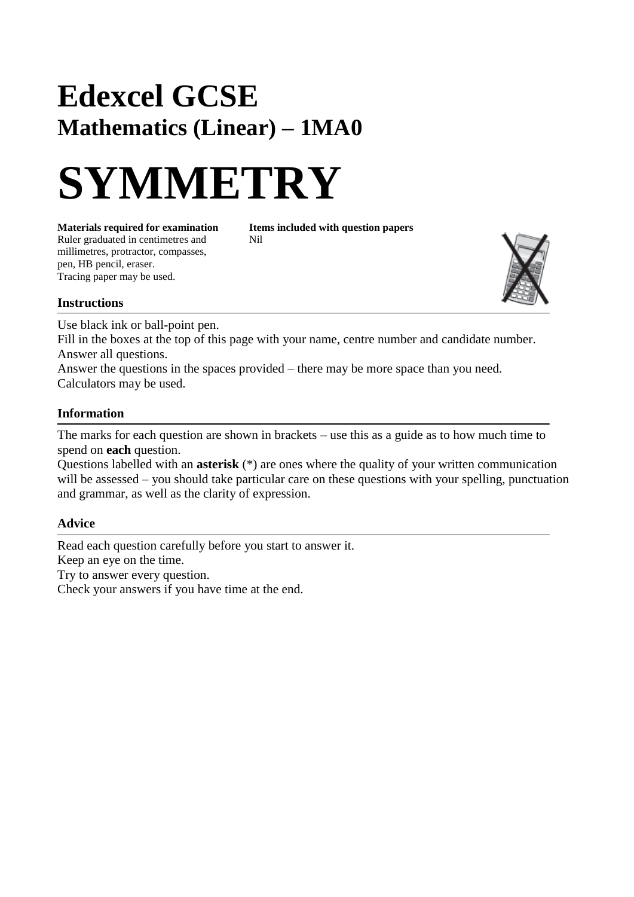# Edexcel GCSE

## Mathematics (Linear) – 1MA0

# SYMMETRY

**Materials required for examination**
Ruler graduated in centimetres and millimetres, protractor, compasses, pen, HB pencil, eraser.
Tracing paper may be used.

**Items included with question papers**
Nil

### Instructions

Use black ink or ball-point pen.
Fill in the boxes at the top of this page with your name, centre number and candidate number.
Answer all questions.
Answer the questions in the spaces provided – there may be more space than you need.
Calculators may be used.

### Information

The marks for each question are shown in brackets – use this as a guide as to how much time to spend on **each** question.
Questions labelled with an **asterisk** (*) are ones where the quality of your written communication will be assessed – you should take particular care on these questions with your spelling, punctuation and grammar, as well as the clarity of expression.

### Advice

Read each question carefully before you start to answer it.
Keep an eye on the time.
Try to answer every question.
Check your answers if you have time at the end.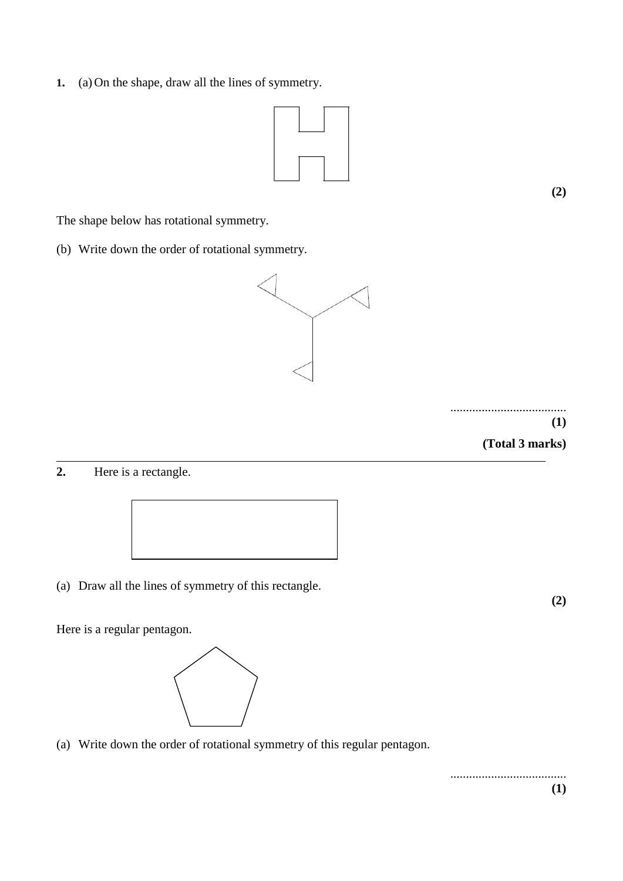**1.** (a) On the shape, draw all the lines of symmetry.

**(2)**

The shape below has rotational symmetry.

(b) Write down the order of rotational symmetry.

.....................................

**(1)**

**(Total 3 marks)**

---

**2.** Here is a rectangle.

(a) Draw all the lines of symmetry of this rectangle.

**(2)**

Here is a regular pentagon.

(a) Write down the order of rotational symmetry of this regular pentagon.

.....................................

**(1)**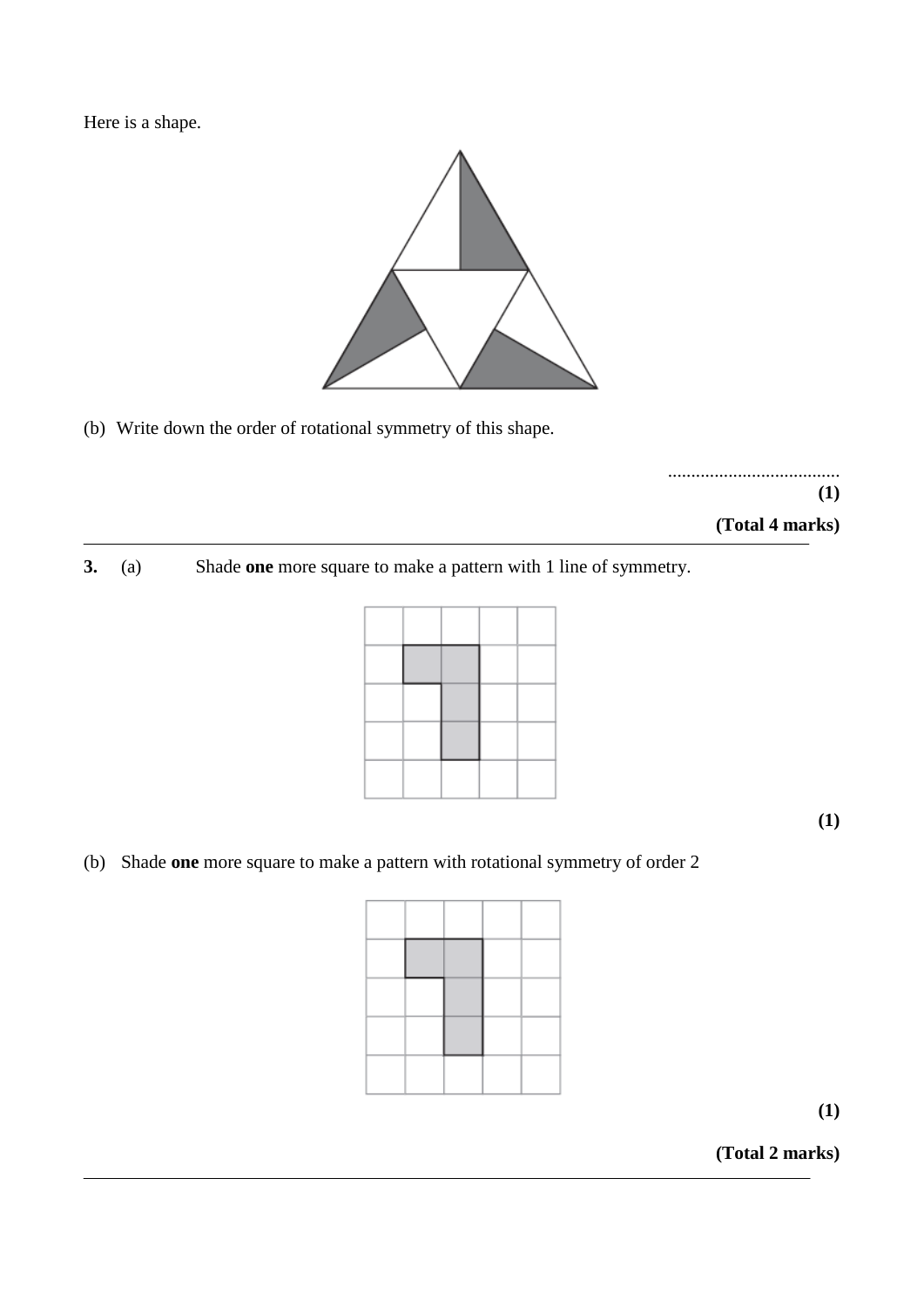Here is a shape.

(b) Write down the order of rotational symmetry of this shape.

.....................................

**(1)**

**(Total 4 marks)**

---

**3.** (a) Shade **one** more square to make a pattern with 1 line of symmetry.

**(1)**

(b) Shade **one** more square to make a pattern with rotational symmetry of order 2

**(1)**

**(Total 2 marks)**

---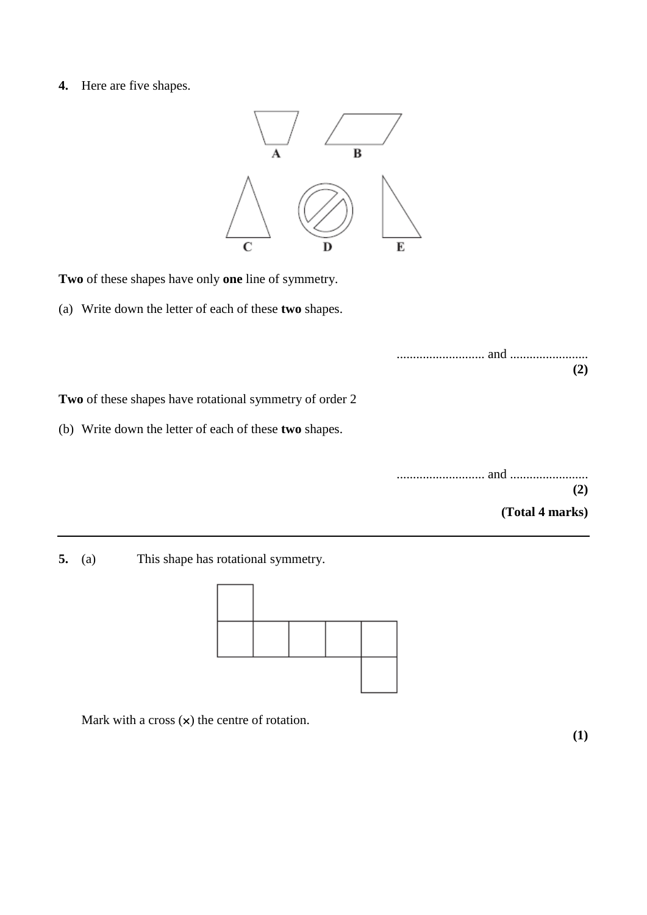**4.** Here are five shapes.

**Two** of these shapes have only **one** line of symmetry.

(a) Write down the letter of each of these **two** shapes.

........................... and ........................

**(2)**

**Two** of these shapes have rotational symmetry of order 2

(b) Write down the letter of each of these **two** shapes.

........................... and ........................

**(2)**

**(Total 4 marks)**

---

**5.** (a) This shape has rotational symmetry.

Mark with a cross (×) the centre of rotation.

**(1)**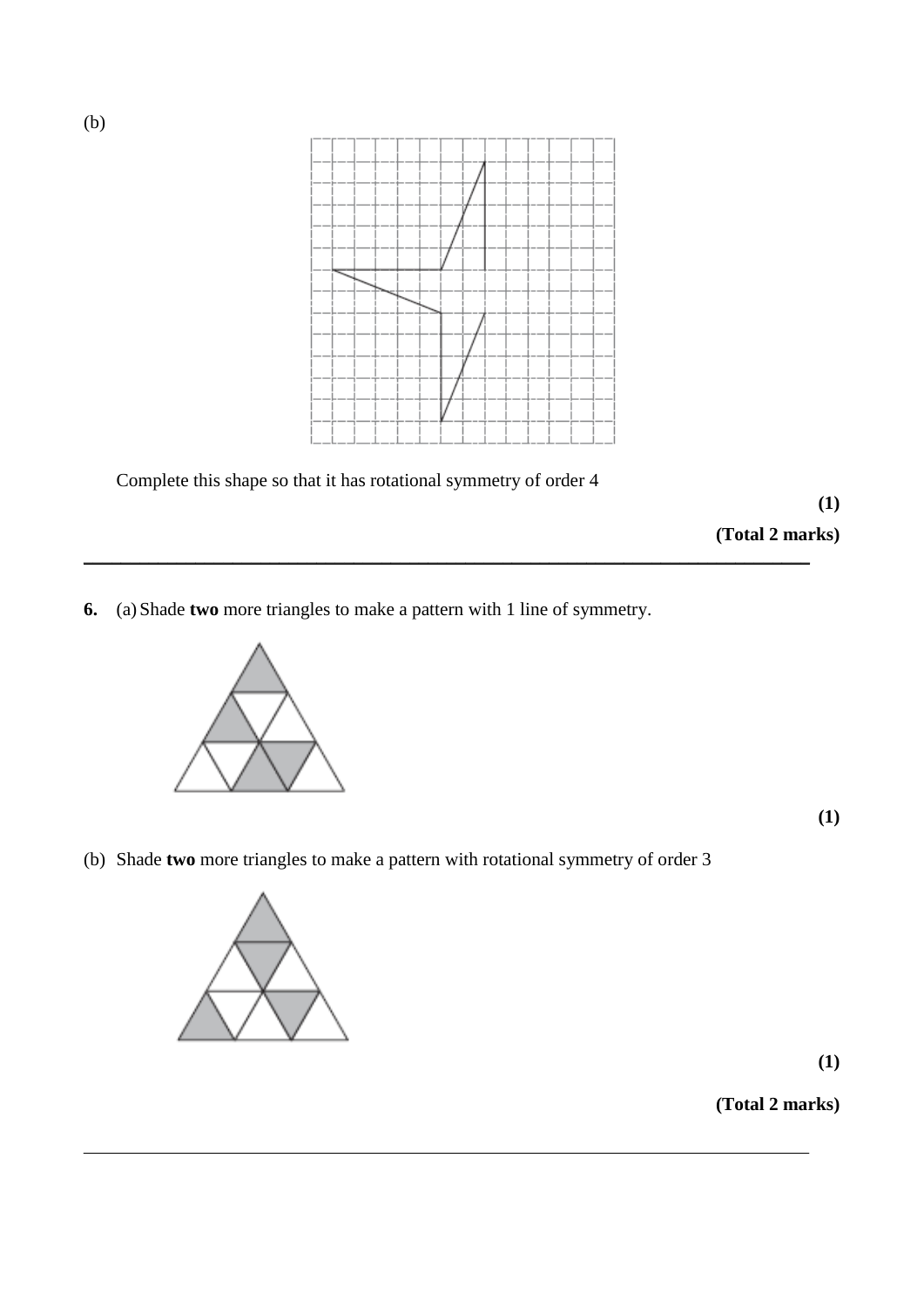(b)

Complete this shape so that it has rotational symmetry of order 4

**(1)**

**(Total 2 marks)**

---

**6.** (a) Shade **two** more triangles to make a pattern with 1 line of symmetry.

**(1)**

(b) Shade **two** more triangles to make a pattern with rotational symmetry of order 3

**(1)**

**(Total 2 marks)**

---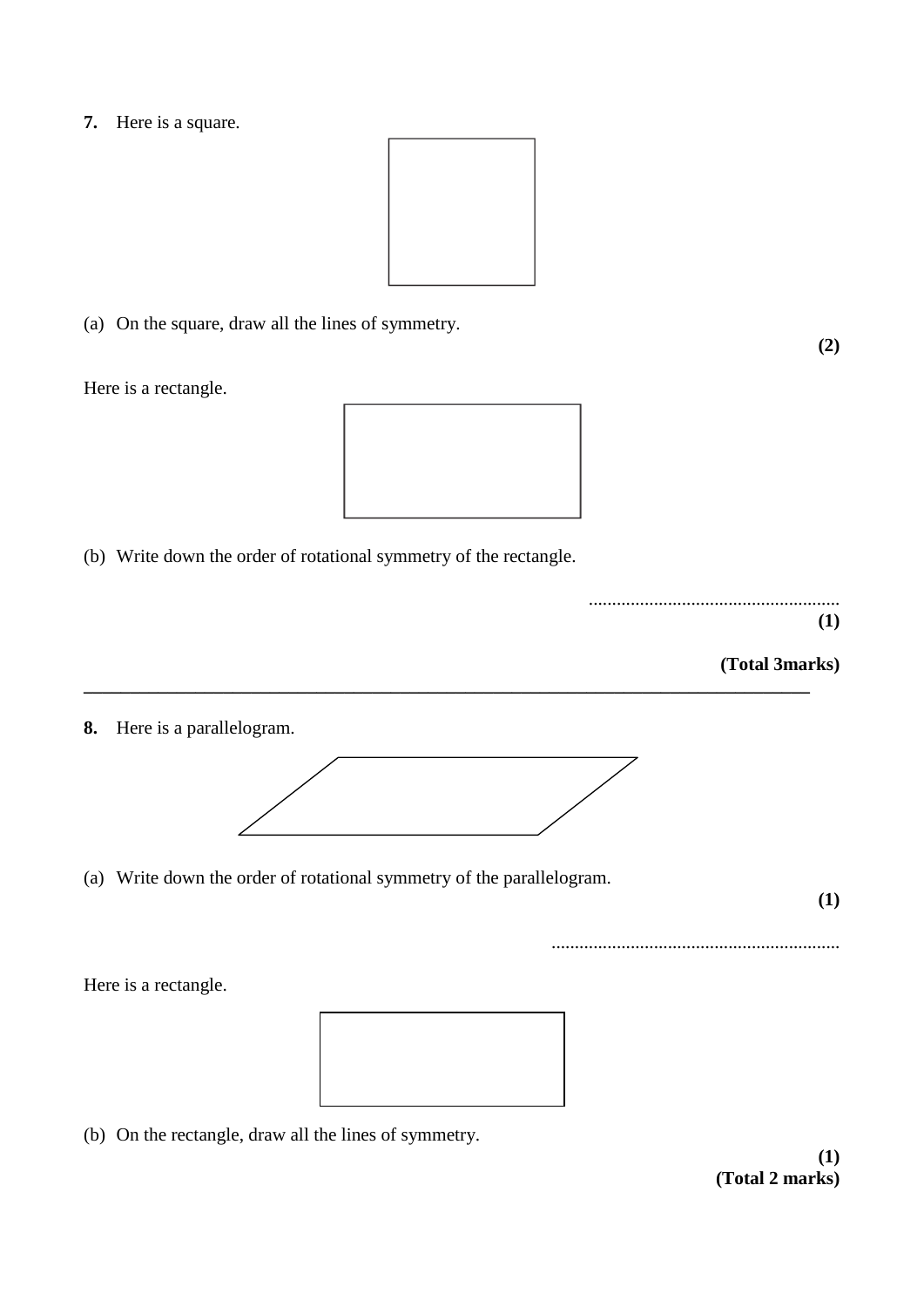**7.** Here is a square.

(a) On the square, draw all the lines of symmetry.

**(2)**

Here is a rectangle.

(b) Write down the order of rotational symmetry of the rectangle.

.....................................................

**(1)**

**(Total 3marks)**

---

**8.** Here is a parallelogram.

(a) Write down the order of rotational symmetry of the parallelogram.

**(1)**

..............................................................

Here is a rectangle.

(b) On the rectangle, draw all the lines of symmetry.

**(1)**

**(Total 2 marks)**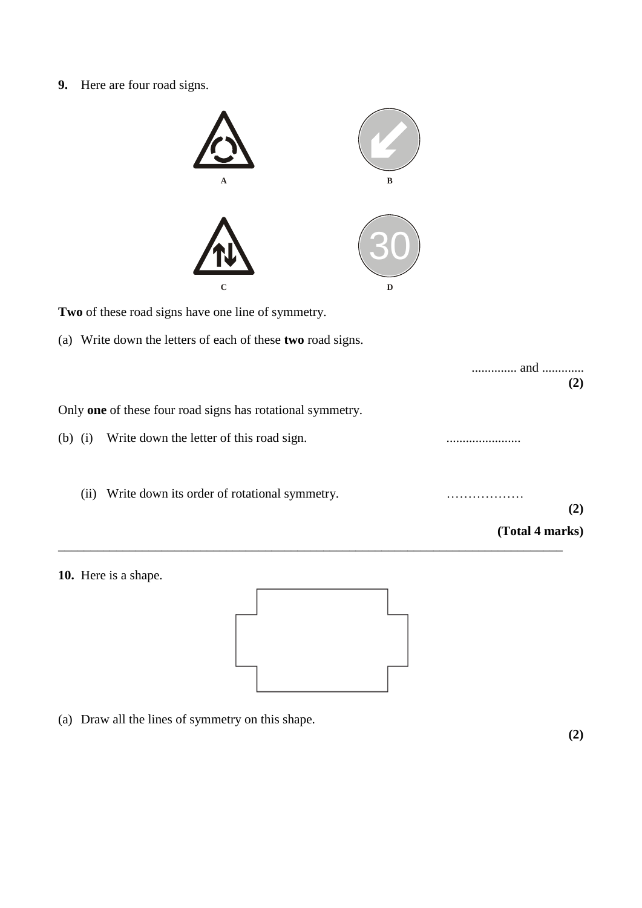**9.** Here are four road signs.

A

B

C

D

**Two** of these road signs have one line of symmetry.

(a) Write down the letters of each of these **two** road signs.

.............. and .............

**(2)**

Only **one** of these four road signs has rotational symmetry.

(b) (i) Write down the letter of this road sign. .......................

(ii) Write down its order of rotational symmetry. ………………

**(2)**

**(Total 4 marks)**

---

**10.** Here is a shape.

(a) Draw all the lines of symmetry on this shape.

**(2)**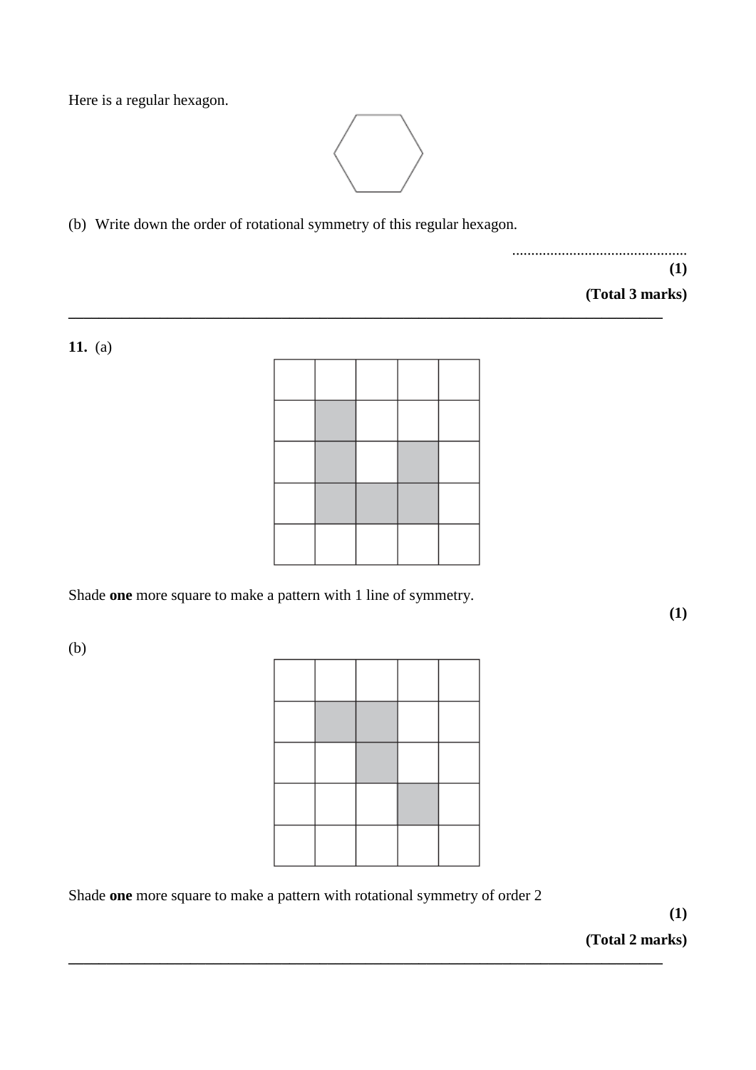Here is a regular hexagon.

(b) Write down the order of rotational symmetry of this regular hexagon.

..............................................

**(1)**

**(Total 3 marks)**

---

**11.** (a)

Shade **one** more square to make a pattern with 1 line of symmetry.

**(1)**

(b)

Shade **one** more square to make a pattern with rotational symmetry of order 2

**(1)**

**(Total 2 marks)**

---